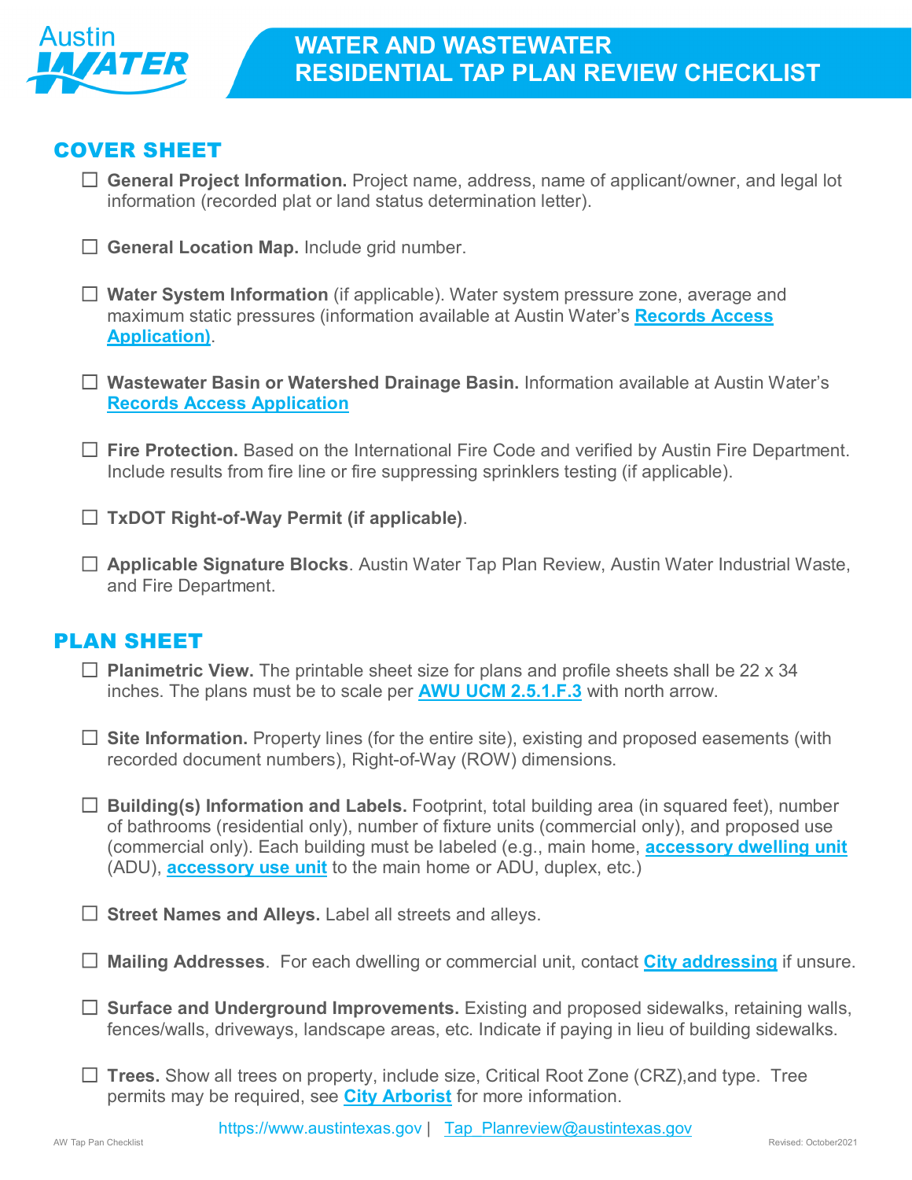# WATER AND WASTEWATER RESIDENTIAL TAP PLAN REVIEW CHECKLIST

## COVER SHEET

- ☐ **General Project Information.** Project name, address, name of applicant/owner, and legal lot information (recorded plat or land status determination letter).

- ☐ **General Location Map.** Include grid number.

- ☐ **Water System Information** (if applicable). Water system pressure zone, average and maximum static pressures (information available at Austin Water's **Records Access Application)**.

- ☐ **Wastewater Basin or Watershed Drainage Basin.** Information available at Austin Water's **Records Access Application**

- ☐ **Fire Protection.** Based on the International Fire Code and verified by Austin Fire Department. Include results from fire line or fire suppressing sprinklers testing (if applicable).

- ☐ **TxDOT Right-of-Way Permit (if applicable)**.

- ☐ **Applicable Signature Blocks**. Austin Water Tap Plan Review, Austin Water Industrial Waste, and Fire Department.

## PLAN SHEET

- ☐ **Planimetric View.** The printable sheet size for plans and profile sheets shall be 22 x 34 inches. The plans must be to scale per **AWU UCM 2.5.1.F.3** with north arrow.

- ☐ **Site Information.** Property lines (for the entire site), existing and proposed easements (with recorded document numbers), Right-of-Way (ROW) dimensions.

- ☐ **Building(s) Information and Labels.** Footprint, total building area (in squared feet), number of bathrooms (residential only), number of fixture units (commercial only), and proposed use (commercial only). Each building must be labeled (e.g., main home, **accessory dwelling unit** (ADU), **accessory use unit** to the main home or ADU, duplex, etc.)

- ☐ **Street Names and Alleys.** Label all streets and alleys.

- ☐ **Mailing Addresses**. For each dwelling or commercial unit, contact **City addressing** if unsure.

- ☐ **Surface and Underground Improvements.** Existing and proposed sidewalks, retaining walls, fences/walls, driveways, landscape areas, etc. Indicate if paying in lieu of building sidewalks.

- ☐ **Trees.** Show all trees on property, include size, Critical Root Zone (CRZ),and type. Tree permits may be required, see **City Arborist** for more information.

https://www.austintexas.gov | Tap_Planreview@austintexas.gov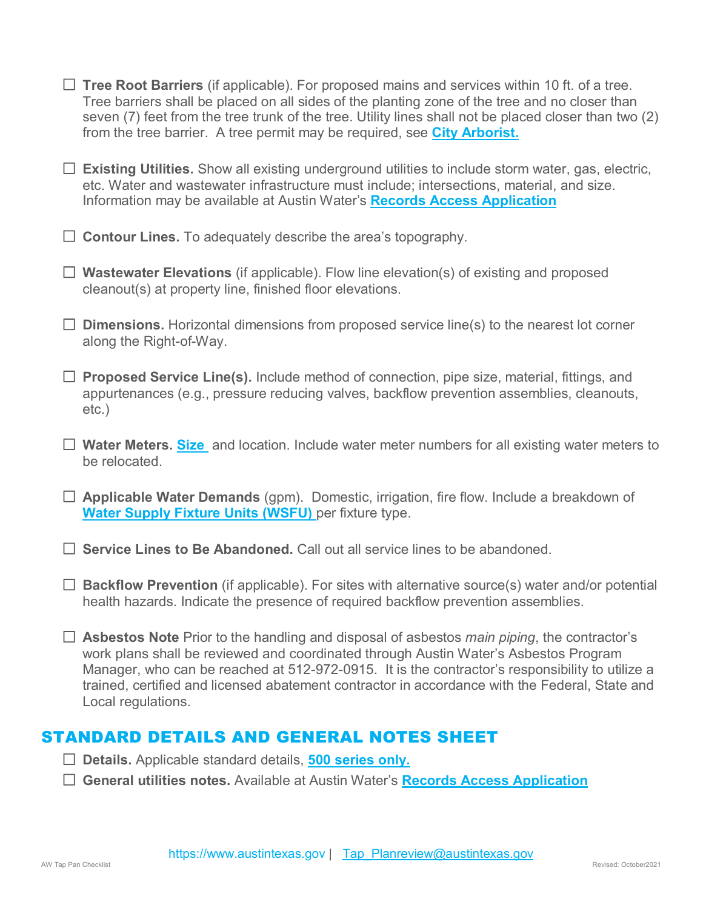- ☐ **Tree Root Barriers** (if applicable). For proposed mains and services within 10 ft. of a tree. Tree barriers shall be placed on all sides of the planting zone of the tree and no closer than seven (7) feet from the tree trunk of the tree. Utility lines shall not be placed closer than two (2) from the tree barrier. A tree permit may be required, see **City Arborist.**

- ☐ **Existing Utilities.** Show all existing underground utilities to include storm water, gas, electric, etc. Water and wastewater infrastructure must include; intersections, material, and size. Information may be available at Austin Water's **Records Access Application**

- ☐ **Contour Lines.** To adequately describe the area's topography.

- ☐ **Wastewater Elevations** (if applicable). Flow line elevation(s) of existing and proposed cleanout(s) at property line, finished floor elevations.

- ☐ **Dimensions.** Horizontal dimensions from proposed service line(s) to the nearest lot corner along the Right-of-Way.

- ☐ **Proposed Service Line(s).** Include method of connection, pipe size, material, fittings, and appurtenances (e.g., pressure reducing valves, backflow prevention assemblies, cleanouts, etc.)

- ☐ **Water Meters. Size** and location. Include water meter numbers for all existing water meters to be relocated.

- ☐ **Applicable Water Demands** (gpm). Domestic, irrigation, fire flow. Include a breakdown of **Water Supply Fixture Units (WSFU)** per fixture type.

- ☐ **Service Lines to Be Abandoned.** Call out all service lines to be abandoned.

- ☐ **Backflow Prevention** (if applicable). For sites with alternative source(s) water and/or potential health hazards. Indicate the presence of required backflow prevention assemblies.

- ☐ **Asbestos Note** Prior to the handling and disposal of asbestos *main piping*, the contractor's work plans shall be reviewed and coordinated through Austin Water's Asbestos Program Manager, who can be reached at 512-972-0915. It is the contractor's responsibility to utilize a trained, certified and licensed abatement contractor in accordance with the Federal, State and Local regulations.

## STANDARD DETAILS AND GENERAL NOTES SHEET

- ☐ **Details.** Applicable standard details, **500 series only.**
- ☐ **General utilities notes.** Available at Austin Water's **Records Access Application**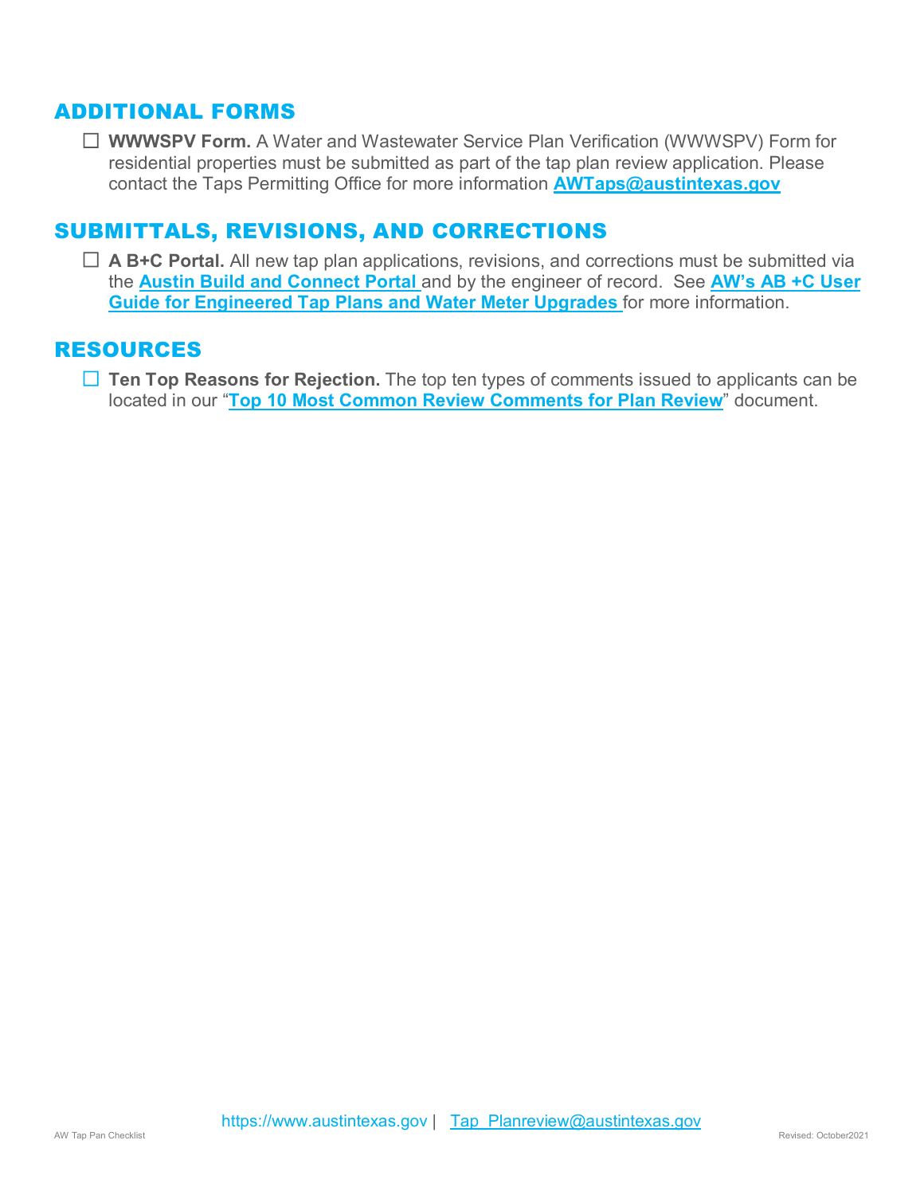## ADDITIONAL FORMS

- ☐ **WWWSPV Form.** A Water and Wastewater Service Plan Verification (WWWSPV) Form for residential properties must be submitted as part of the tap plan review application. Please contact the Taps Permitting Office for more information **AWTaps@austintexas.gov**

## SUBMITTALS, REVISIONS, AND CORRECTIONS

- ☐ **A B+C Portal.** All new tap plan applications, revisions, and corrections must be submitted via the **Austin Build and Connect Portal** and by the engineer of record. See **AW's AB +C User Guide for Engineered Tap Plans and Water Meter Upgrades** for more information.

## RESOURCES

- ☐ **Ten Top Reasons for Rejection.** The top ten types of comments issued to applicants can be located in our "**Top 10 Most Common Review Comments for Plan Review**" document.